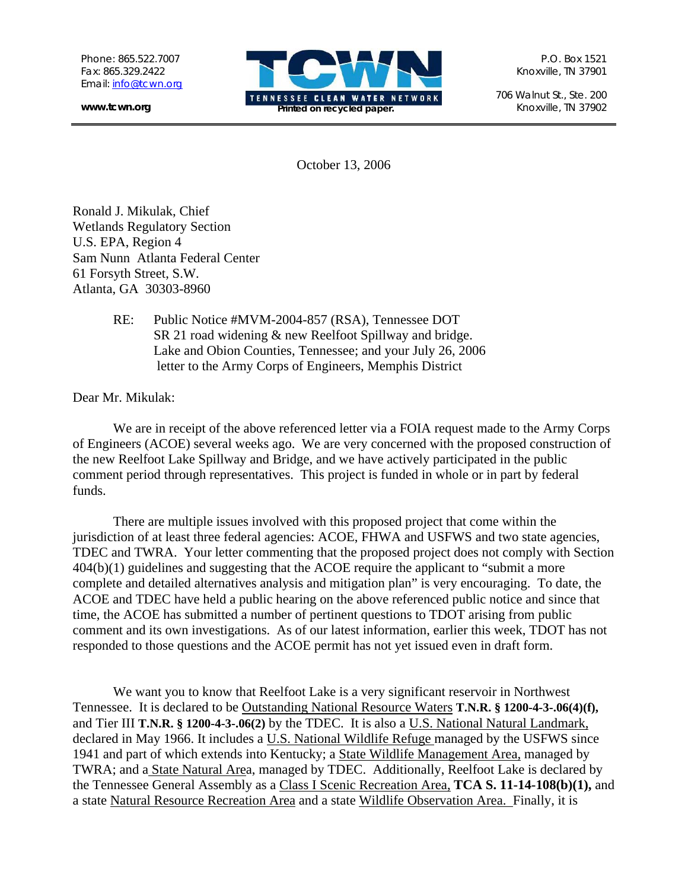Phone: 865.522.7007
Fax: 865.329.2422
Email: info@tcwn.org

**www.tcwn.org**

TCWN
TENNESSEE CLEAN WATER NETWORK
**Printed on recycled paper.**

P.O. Box 1521
Knoxville, TN 37901

706 Walnut St., Ste. 200
Knoxville, TN 37902

October 13, 2006

Ronald J. Mikulak, Chief
Wetlands Regulatory Section
U.S. EPA, Region 4
Sam Nunn Atlanta Federal Center
61 Forsyth Street, S.W.
Atlanta, GA 30303-8960

RE: Public Notice #MVM-2004-857 (RSA), Tennessee DOT SR 21 road widening & new Reelfoot Spillway and bridge. Lake and Obion Counties, Tennessee; and your July 26, 2006 letter to the Army Corps of Engineers, Memphis District

Dear Mr. Mikulak:

We are in receipt of the above referenced letter via a FOIA request made to the Army Corps of Engineers (ACOE) several weeks ago. We are very concerned with the proposed construction of the new Reelfoot Lake Spillway and Bridge, and we have actively participated in the public comment period through representatives. This project is funded in whole or in part by federal funds.

There are multiple issues involved with this proposed project that come within the jurisdiction of at least three federal agencies: ACOE, FHWA and USFWS and two state agencies, TDEC and TWRA. Your letter commenting that the proposed project does not comply with Section 404(b)(1) guidelines and suggesting that the ACOE require the applicant to "submit a more complete and detailed alternatives analysis and mitigation plan" is very encouraging. To date, the ACOE and TDEC have held a public hearing on the above referenced public notice and since that time, the ACOE has submitted a number of pertinent questions to TDOT arising from public comment and its own investigations. As of our latest information, earlier this week, TDOT has not responded to those questions and the ACOE permit has not yet issued even in draft form.

We want you to know that Reelfoot Lake is a very significant reservoir in Northwest Tennessee. It is declared to be Outstanding National Resource Waters **T.N.R. § 1200-4-3-.06(4)(f),** and Tier III **T.N.R. § 1200-4-3-.06(2)** by the TDEC. It is also a U.S. National Natural Landmark, declared in May 1966. It includes a U.S. National Wildlife Refuge managed by the USFWS since 1941 and part of which extends into Kentucky; a State Wildlife Management Area, managed by TWRA; and a State Natural Area, managed by TDEC. Additionally, Reelfoot Lake is declared by the Tennessee General Assembly as a Class I Scenic Recreation Area, **TCA S. 11-14-108(b)(1),** and a state Natural Resource Recreation Area and a state Wildlife Observation Area. Finally, it is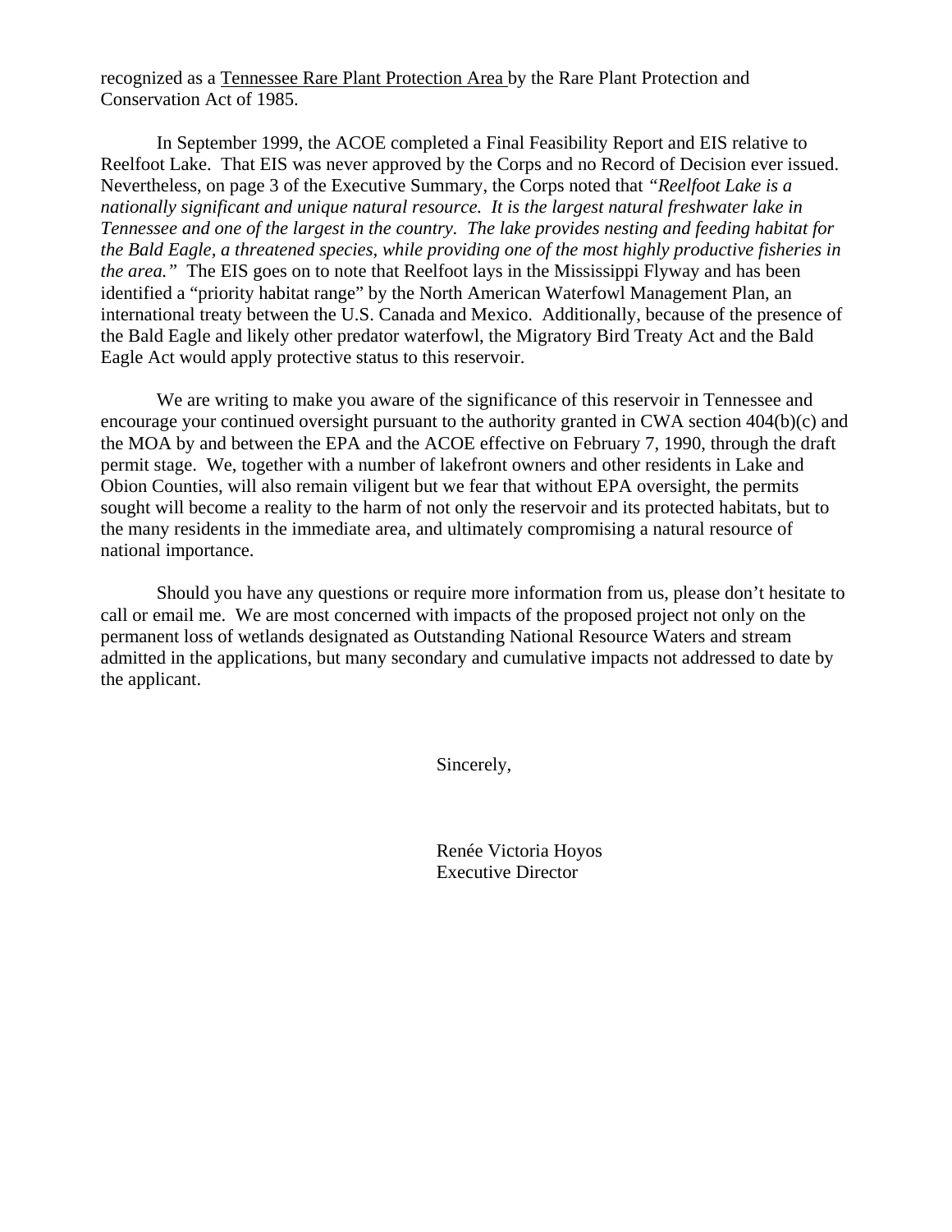recognized as a Tennessee Rare Plant Protection Area by the Rare Plant Protection and Conservation Act of 1985.

In September 1999, the ACOE completed a Final Feasibility Report and EIS relative to Reelfoot Lake. That EIS was never approved by the Corps and no Record of Decision ever issued. Nevertheless, on page 3 of the Executive Summary, the Corps noted that *"Reelfoot Lake is a nationally significant and unique natural resource. It is the largest natural freshwater lake in Tennessee and one of the largest in the country. The lake provides nesting and feeding habitat for the Bald Eagle, a threatened species, while providing one of the most highly productive fisheries in the area."* The EIS goes on to note that Reelfoot lays in the Mississippi Flyway and has been identified a "priority habitat range" by the North American Waterfowl Management Plan, an international treaty between the U.S. Canada and Mexico. Additionally, because of the presence of the Bald Eagle and likely other predator waterfowl, the Migratory Bird Treaty Act and the Bald Eagle Act would apply protective status to this reservoir.

We are writing to make you aware of the significance of this reservoir in Tennessee and encourage your continued oversight pursuant to the authority granted in CWA section 404(b)(c) and the MOA by and between the EPA and the ACOE effective on February 7, 1990, through the draft permit stage. We, together with a number of lakefront owners and other residents in Lake and Obion Counties, will also remain viligent but we fear that without EPA oversight, the permits sought will become a reality to the harm of not only the reservoir and its protected habitats, but to the many residents in the immediate area, and ultimately compromising a natural resource of national importance.

Should you have any questions or require more information from us, please don't hesitate to call or email me. We are most concerned with impacts of the proposed project not only on the permanent loss of wetlands designated as Outstanding National Resource Waters and stream admitted in the applications, but many secondary and cumulative impacts not addressed to date by the applicant.

Sincerely,

Renée Victoria Hoyos
Executive Director